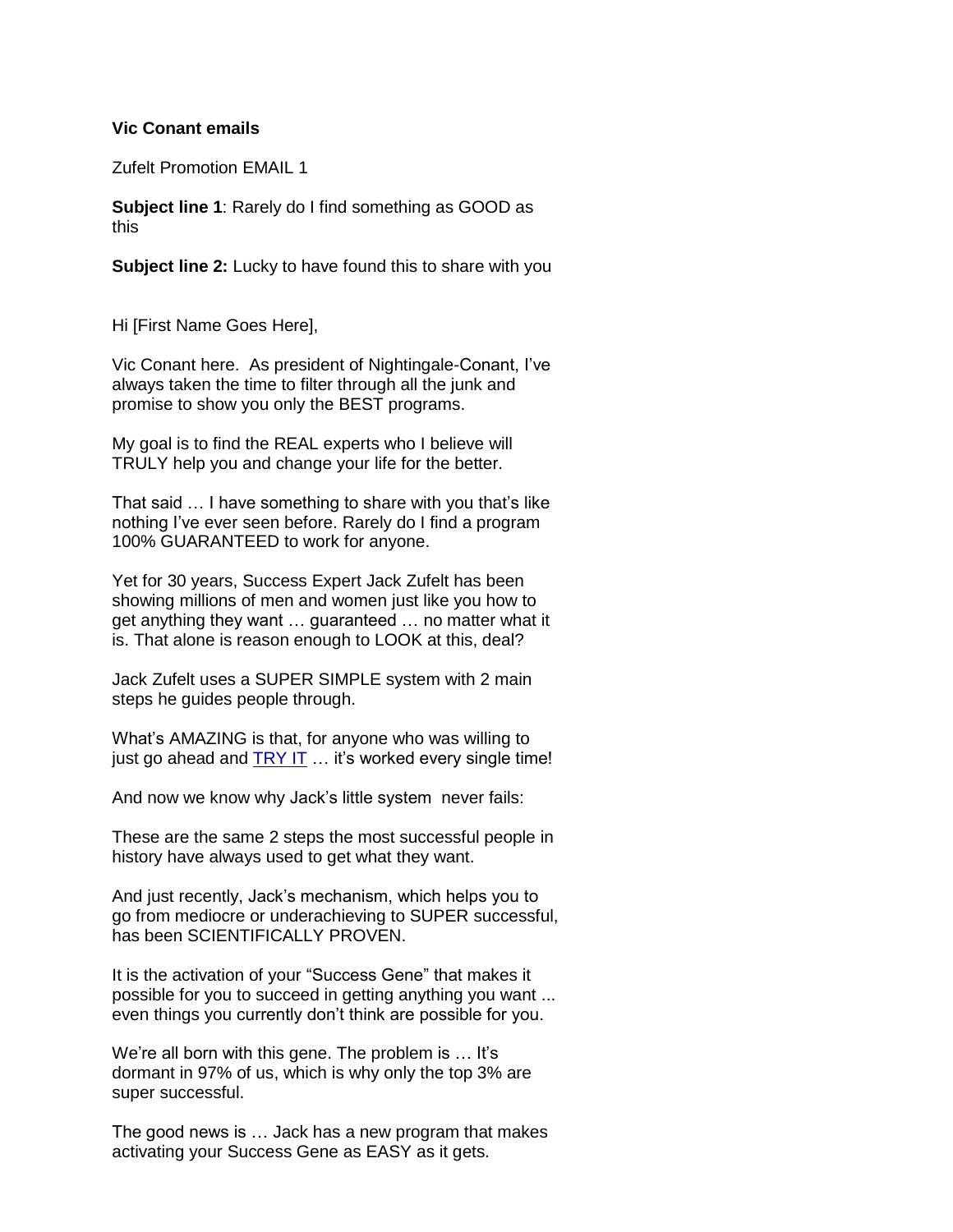**Vic Conant emails**

Zufelt Promotion EMAIL 1

**Subject line 1**: Rarely do I find something as GOOD as this

**Subject line 2:** Lucky to have found this to share with you

Hi [First Name Goes Here],

Vic Conant here. As president of Nightingale-Conant, I've always taken the time to filter through all the junk and promise to show you only the BEST programs.

My goal is to find the REAL experts who I believe will TRULY help you and change your life for the better.

That said … I have something to share with you that's like nothing I've ever seen before. Rarely do I find a program 100% GUARANTEED to work for anyone.

Yet for 30 years, Success Expert Jack Zufelt has been showing millions of men and women just like you how to get anything they want … guaranteed … no matter what it is. That alone is reason enough to LOOK at this, deal?

Jack Zufelt uses a SUPER SIMPLE system with 2 main steps he guides people through.

What's AMAZING is that, for anyone who was willing to just go ahead and TRY IT … it's worked every single time!

And now we know why Jack's little system never fails:

These are the same 2 steps the most successful people in history have always used to get what they want.

And just recently, Jack's mechanism, which helps you to go from mediocre or underachieving to SUPER successful, has been SCIENTIFICALLY PROVEN.

It is the activation of your "Success Gene" that makes it possible for you to succeed in getting anything you want ... even things you currently don't think are possible for you.

We're all born with this gene. The problem is … It's dormant in 97% of us, which is why only the top 3% are super successful.

The good news is … Jack has a new program that makes activating your Success Gene as EASY as it gets.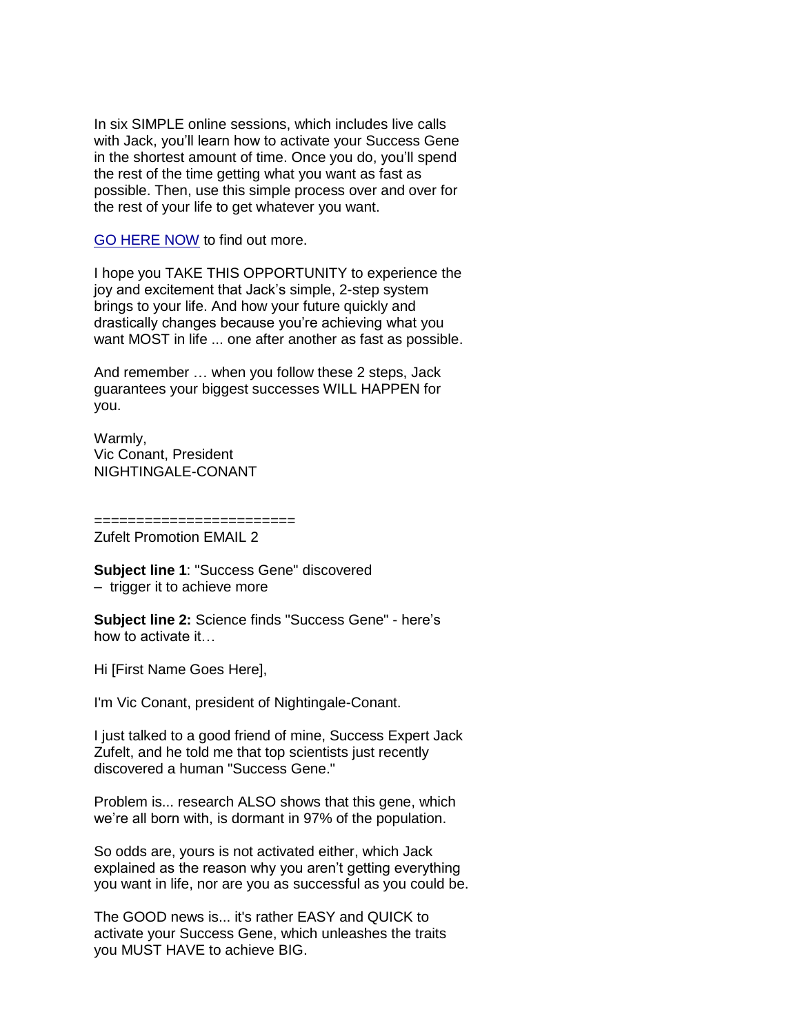In six SIMPLE online sessions, which includes live calls with Jack, you'll learn how to activate your Success Gene in the shortest amount of time. Once you do, you'll spend the rest of the time getting what you want as fast as possible. Then, use this simple process over and over for the rest of your life to get whatever you want.

GO HERE NOW to find out more.

I hope you TAKE THIS OPPORTUNITY to experience the joy and excitement that Jack's simple, 2-step system brings to your life. And how your future quickly and drastically changes because you're achieving what you want MOST in life ... one after another as fast as possible.

And remember … when you follow these 2 steps, Jack guarantees your biggest successes WILL HAPPEN for you.

Warmly,
Vic Conant, President
NIGHTINGALE-CONANT

=======================
Zufelt Promotion EMAIL 2

**Subject line 1**: "Success Gene" discovered – trigger it to achieve more

**Subject line 2:** Science finds "Success Gene" - here's how to activate it…

Hi [First Name Goes Here],

I'm Vic Conant, president of Nightingale-Conant.

I just talked to a good friend of mine, Success Expert Jack Zufelt, and he told me that top scientists just recently discovered a human "Success Gene."

Problem is... research ALSO shows that this gene, which we're all born with, is dormant in 97% of the population.

So odds are, yours is not activated either, which Jack explained as the reason why you aren't getting everything you want in life, nor are you as successful as you could be.

The GOOD news is... it's rather EASY and QUICK to activate your Success Gene, which unleashes the traits you MUST HAVE to achieve BIG.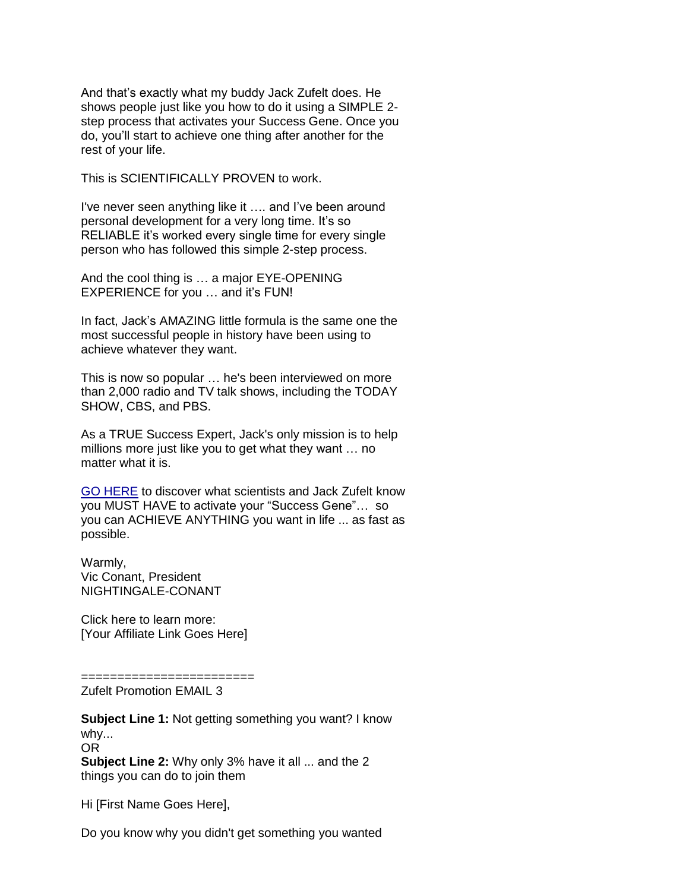And that's exactly what my buddy Jack Zufelt does. He shows people just like you how to do it using a SIMPLE 2-step process that activates your Success Gene. Once you do, you'll start to achieve one thing after another for the rest of your life.

This is SCIENTIFICALLY PROVEN to work.

I've never seen anything like it …. and I've been around personal development for a very long time. It's so RELIABLE it's worked every single time for every single person who has followed this simple 2-step process.

And the cool thing is … a major EYE-OPENING EXPERIENCE for you … and it's FUN!

In fact, Jack's AMAZING little formula is the same one the most successful people in history have been using to achieve whatever they want.

This is now so popular … he's been interviewed on more than 2,000 radio and TV talk shows, including the TODAY SHOW, CBS, and PBS.

As a TRUE Success Expert, Jack's only mission is to help millions more just like you to get what they want … no matter what it is.

GO HERE to discover what scientists and Jack Zufelt know you MUST HAVE to activate your "Success Gene"… so you can ACHIEVE ANYTHING you want in life ... as fast as possible.

Warmly,
Vic Conant, President
NIGHTINGALE-CONANT

Click here to learn more:
[Your Affiliate Link Goes Here]

=======================
Zufelt Promotion EMAIL 3

**Subject Line 1:** Not getting something you want? I know why...
OR
**Subject Line 2:** Why only 3% have it all ... and the 2 things you can do to join them

Hi [First Name Goes Here],

Do you know why you didn't get something you wanted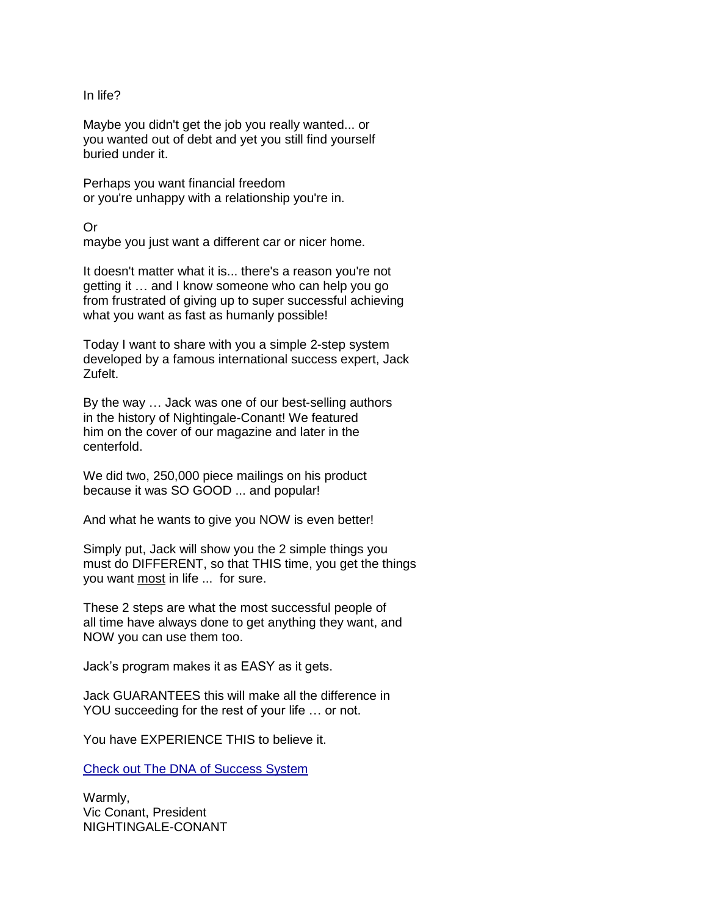In life?

Maybe you didn't get the job you really wanted... or you wanted out of debt and yet you still find yourself buried under it.

Perhaps you want financial freedom or you're unhappy with a relationship you're in.

Or
maybe you just want a different car or nicer home.

It doesn't matter what it is... there's a reason you're not getting it … and I know someone who can help you go from frustrated of giving up to super successful achieving what you want as fast as humanly possible!

Today I want to share with you a simple 2-step system developed by a famous international success expert, Jack Zufelt.

By the way … Jack was one of our best-selling authors in the history of Nightingale-Conant! We featured him on the cover of our magazine and later in the centerfold.

We did two, 250,000 piece mailings on his product because it was SO GOOD ... and popular!

And what he wants to give you NOW is even better!

Simply put, Jack will show you the 2 simple things you must do DIFFERENT, so that THIS time, you get the things you want <u>most</u> in life ... for sure.

These 2 steps are what the most successful people of all time have always done to get anything they want, and NOW you can use them too.

Jack's program makes it as EASY as it gets.

Jack GUARANTEES this will make all the difference in YOU succeeding for the rest of your life … or not.

You have EXPERIENCE THIS to believe it.

[Check out The DNA of Success System]

Warmly,
Vic Conant, President
NIGHTINGALE-CONANT